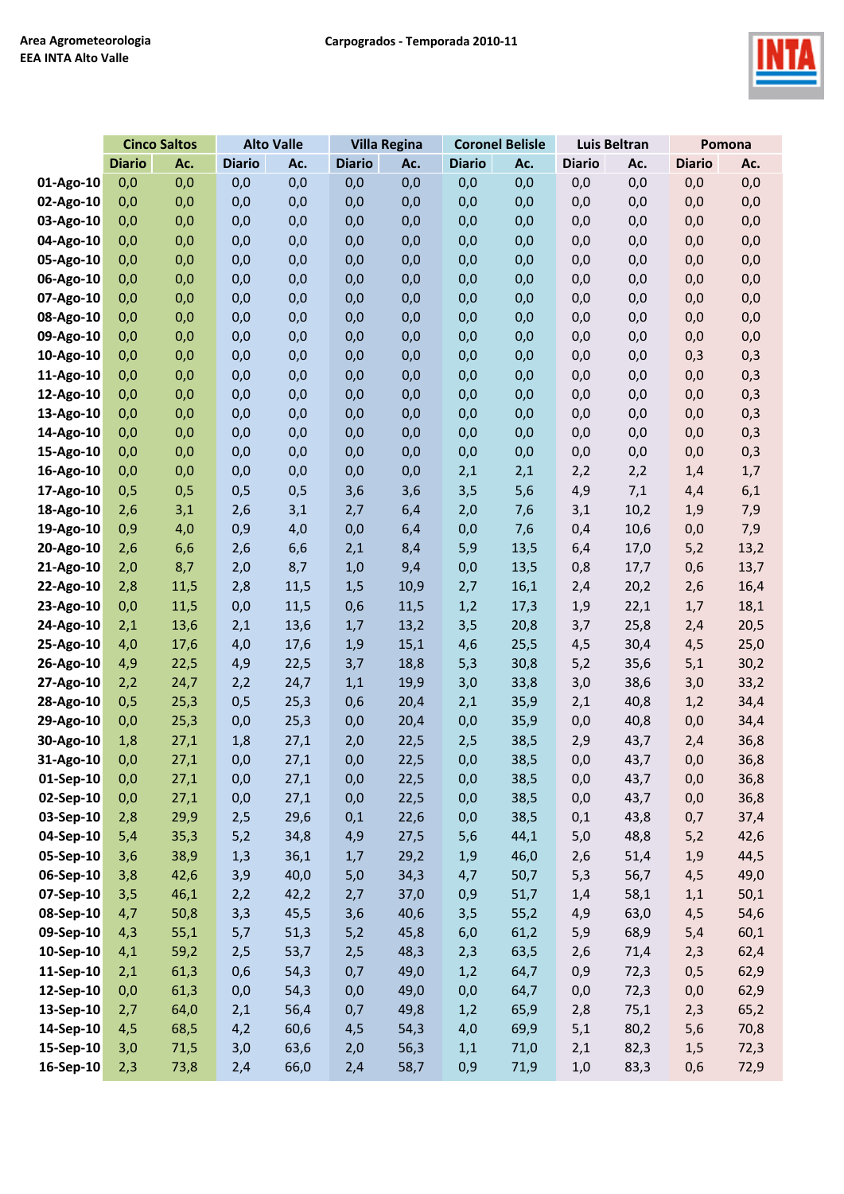Area Agrometeorologia
EEA INTA Alto Valle

**Carpogrados - Temporada 2010-11**

| | Cinco Saltos | | Alto Valle | | Villa Regina | | Coronel Belisle | | Luis Beltran | | Pomona | |
|---|---|---|---|---|---|---|---|---|---|---|---|---|
| | Diario | Ac. | Diario | Ac. | Diario | Ac. | Diario | Ac. | Diario | Ac. | Diario | Ac. |
| 01-Ago-10 | 0,0 | 0,0 | 0,0 | 0,0 | 0,0 | 0,0 | 0,0 | 0,0 | 0,0 | 0,0 | 0,0 | 0,0 |
| 02-Ago-10 | 0,0 | 0,0 | 0,0 | 0,0 | 0,0 | 0,0 | 0,0 | 0,0 | 0,0 | 0,0 | 0,0 | 0,0 |
| 03-Ago-10 | 0,0 | 0,0 | 0,0 | 0,0 | 0,0 | 0,0 | 0,0 | 0,0 | 0,0 | 0,0 | 0,0 | 0,0 |
| 04-Ago-10 | 0,0 | 0,0 | 0,0 | 0,0 | 0,0 | 0,0 | 0,0 | 0,0 | 0,0 | 0,0 | 0,0 | 0,0 |
| 05-Ago-10 | 0,0 | 0,0 | 0,0 | 0,0 | 0,0 | 0,0 | 0,0 | 0,0 | 0,0 | 0,0 | 0,0 | 0,0 |
| 06-Ago-10 | 0,0 | 0,0 | 0,0 | 0,0 | 0,0 | 0,0 | 0,0 | 0,0 | 0,0 | 0,0 | 0,0 | 0,0 |
| 07-Ago-10 | 0,0 | 0,0 | 0,0 | 0,0 | 0,0 | 0,0 | 0,0 | 0,0 | 0,0 | 0,0 | 0,0 | 0,0 |
| 08-Ago-10 | 0,0 | 0,0 | 0,0 | 0,0 | 0,0 | 0,0 | 0,0 | 0,0 | 0,0 | 0,0 | 0,0 | 0,0 |
| 09-Ago-10 | 0,0 | 0,0 | 0,0 | 0,0 | 0,0 | 0,0 | 0,0 | 0,0 | 0,0 | 0,0 | 0,0 | 0,0 |
| 10-Ago-10 | 0,0 | 0,0 | 0,0 | 0,0 | 0,0 | 0,0 | 0,0 | 0,0 | 0,0 | 0,0 | 0,3 | 0,3 |
| 11-Ago-10 | 0,0 | 0,0 | 0,0 | 0,0 | 0,0 | 0,0 | 0,0 | 0,0 | 0,0 | 0,0 | 0,0 | 0,3 |
| 12-Ago-10 | 0,0 | 0,0 | 0,0 | 0,0 | 0,0 | 0,0 | 0,0 | 0,0 | 0,0 | 0,0 | 0,0 | 0,3 |
| 13-Ago-10 | 0,0 | 0,0 | 0,0 | 0,0 | 0,0 | 0,0 | 0,0 | 0,0 | 0,0 | 0,0 | 0,0 | 0,3 |
| 14-Ago-10 | 0,0 | 0,0 | 0,0 | 0,0 | 0,0 | 0,0 | 0,0 | 0,0 | 0,0 | 0,0 | 0,0 | 0,3 |
| 15-Ago-10 | 0,0 | 0,0 | 0,0 | 0,0 | 0,0 | 0,0 | 0,0 | 0,0 | 0,0 | 0,0 | 0,0 | 0,3 |
| 16-Ago-10 | 0,0 | 0,0 | 0,0 | 0,0 | 0,0 | 0,0 | 2,1 | 2,1 | 2,2 | 2,2 | 1,4 | 1,7 |
| 17-Ago-10 | 0,5 | 0,5 | 0,5 | 0,5 | 3,6 | 3,6 | 3,5 | 5,6 | 4,9 | 7,1 | 4,4 | 6,1 |
| 18-Ago-10 | 2,6 | 3,1 | 2,6 | 3,1 | 2,7 | 6,4 | 2,0 | 7,6 | 3,1 | 10,2 | 1,9 | 7,9 |
| 19-Ago-10 | 0,9 | 4,0 | 0,9 | 4,0 | 0,0 | 6,4 | 0,0 | 7,6 | 0,4 | 10,6 | 0,0 | 7,9 |
| 20-Ago-10 | 2,6 | 6,6 | 2,6 | 6,6 | 2,1 | 8,4 | 5,9 | 13,5 | 6,4 | 17,0 | 5,2 | 13,2 |
| 21-Ago-10 | 2,0 | 8,7 | 2,0 | 8,7 | 1,0 | 9,4 | 0,0 | 13,5 | 0,8 | 17,7 | 0,6 | 13,7 |
| 22-Ago-10 | 2,8 | 11,5 | 2,8 | 11,5 | 1,5 | 10,9 | 2,7 | 16,1 | 2,4 | 20,2 | 2,6 | 16,4 |
| 23-Ago-10 | 0,0 | 11,5 | 0,0 | 11,5 | 0,6 | 11,5 | 1,2 | 17,3 | 1,9 | 22,1 | 1,7 | 18,1 |
| 24-Ago-10 | 2,1 | 13,6 | 2,1 | 13,6 | 1,7 | 13,2 | 3,5 | 20,8 | 3,7 | 25,8 | 2,4 | 20,5 |
| 25-Ago-10 | 4,0 | 17,6 | 4,0 | 17,6 | 1,9 | 15,1 | 4,6 | 25,5 | 4,5 | 30,4 | 4,5 | 25,0 |
| 26-Ago-10 | 4,9 | 22,5 | 4,9 | 22,5 | 3,7 | 18,8 | 5,3 | 30,8 | 5,2 | 35,6 | 5,1 | 30,2 |
| 27-Ago-10 | 2,2 | 24,7 | 2,2 | 24,7 | 1,1 | 19,9 | 3,0 | 33,8 | 3,0 | 38,6 | 3,0 | 33,2 |
| 28-Ago-10 | 0,5 | 25,3 | 0,5 | 25,3 | 0,6 | 20,4 | 2,1 | 35,9 | 2,1 | 40,8 | 1,2 | 34,4 |
| 29-Ago-10 | 0,0 | 25,3 | 0,0 | 25,3 | 0,0 | 20,4 | 0,0 | 35,9 | 0,0 | 40,8 | 0,0 | 34,4 |
| 30-Ago-10 | 1,8 | 27,1 | 1,8 | 27,1 | 2,0 | 22,5 | 2,5 | 38,5 | 2,9 | 43,7 | 2,4 | 36,8 |
| 31-Ago-10 | 0,0 | 27,1 | 0,0 | 27,1 | 0,0 | 22,5 | 0,0 | 38,5 | 0,0 | 43,7 | 0,0 | 36,8 |
| 01-Sep-10 | 0,0 | 27,1 | 0,0 | 27,1 | 0,0 | 22,5 | 0,0 | 38,5 | 0,0 | 43,7 | 0,0 | 36,8 |
| 02-Sep-10 | 0,0 | 27,1 | 0,0 | 27,1 | 0,0 | 22,5 | 0,0 | 38,5 | 0,0 | 43,7 | 0,0 | 36,8 |
| 03-Sep-10 | 2,8 | 29,9 | 2,5 | 29,6 | 0,1 | 22,6 | 0,0 | 38,5 | 0,1 | 43,8 | 0,7 | 37,4 |
| 04-Sep-10 | 5,4 | 35,3 | 5,2 | 34,8 | 4,9 | 27,5 | 5,6 | 44,1 | 5,0 | 48,8 | 5,2 | 42,6 |
| 05-Sep-10 | 3,6 | 38,9 | 1,3 | 36,1 | 1,7 | 29,2 | 1,9 | 46,0 | 2,6 | 51,4 | 1,9 | 44,5 |
| 06-Sep-10 | 3,8 | 42,6 | 3,9 | 40,0 | 5,0 | 34,3 | 4,7 | 50,7 | 5,3 | 56,7 | 4,5 | 49,0 |
| 07-Sep-10 | 3,5 | 46,1 | 2,2 | 42,2 | 2,7 | 37,0 | 0,9 | 51,7 | 1,4 | 58,1 | 1,1 | 50,1 |
| 08-Sep-10 | 4,7 | 50,8 | 3,3 | 45,5 | 3,6 | 40,6 | 3,5 | 55,2 | 4,9 | 63,0 | 4,5 | 54,6 |
| 09-Sep-10 | 4,3 | 55,1 | 5,7 | 51,3 | 5,2 | 45,8 | 6,0 | 61,2 | 5,9 | 68,9 | 5,4 | 60,1 |
| 10-Sep-10 | 4,1 | 59,2 | 2,5 | 53,7 | 2,5 | 48,3 | 2,3 | 63,5 | 2,6 | 71,4 | 2,3 | 62,4 |
| 11-Sep-10 | 2,1 | 61,3 | 0,6 | 54,3 | 0,7 | 49,0 | 1,2 | 64,7 | 0,9 | 72,3 | 0,5 | 62,9 |
| 12-Sep-10 | 0,0 | 61,3 | 0,0 | 54,3 | 0,0 | 49,0 | 0,0 | 64,7 | 0,0 | 72,3 | 0,0 | 62,9 |
| 13-Sep-10 | 2,7 | 64,0 | 2,1 | 56,4 | 0,7 | 49,8 | 1,2 | 65,9 | 2,8 | 75,1 | 2,3 | 65,2 |
| 14-Sep-10 | 4,5 | 68,5 | 4,2 | 60,6 | 4,5 | 54,3 | 4,0 | 69,9 | 5,1 | 80,2 | 5,6 | 70,8 |
| 15-Sep-10 | 3,0 | 71,5 | 3,0 | 63,6 | 2,0 | 56,3 | 1,1 | 71,0 | 2,1 | 82,3 | 1,5 | 72,3 |
| 16-Sep-10 | 2,3 | 73,8 | 2,4 | 66,0 | 2,4 | 58,7 | 0,9 | 71,9 | 1,0 | 83,3 | 0,6 | 72,9 |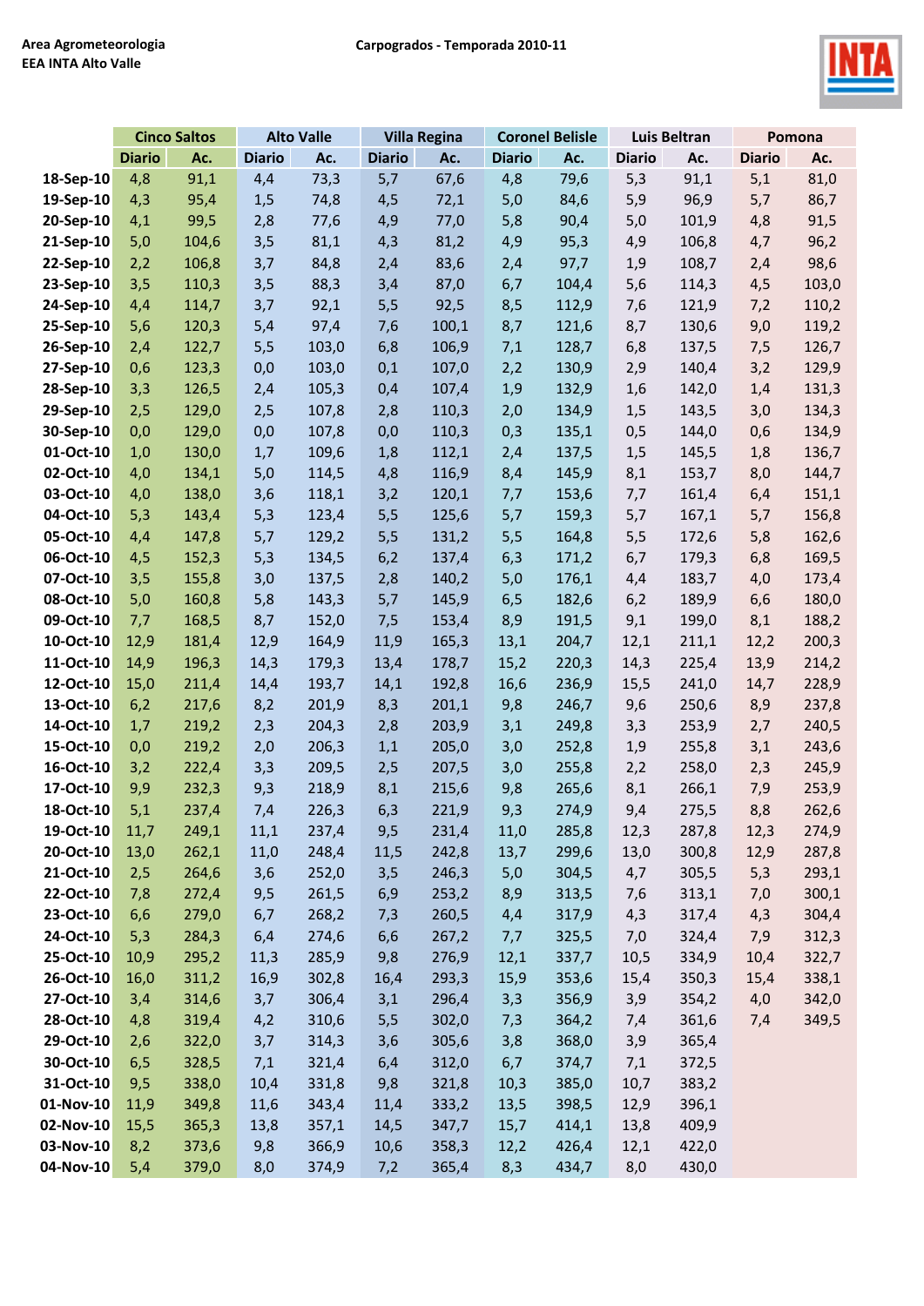Area Agrometeorologia
EEA INTA Alto Valle

Carpogrados - Temporada 2010-11

| | Cinco Saltos | | Alto Valle | | Villa Regina | | Coronel Belisle | | Luis Beltran | | Pomona | |
|---|---|---|---|---|---|---|---|---|---|---|---|---|
| | Diario | Ac. | Diario | Ac. | Diario | Ac. | Diario | Ac. | Diario | Ac. | Diario | Ac. |
| 18-Sep-10 | 4,8 | 91,1 | 4,4 | 73,3 | 5,7 | 67,6 | 4,8 | 79,6 | 5,3 | 91,1 | 5,1 | 81,0 |
| 19-Sep-10 | 4,3 | 95,4 | 1,5 | 74,8 | 4,5 | 72,1 | 5,0 | 84,6 | 5,9 | 96,9 | 5,7 | 86,7 |
| 20-Sep-10 | 4,1 | 99,5 | 2,8 | 77,6 | 4,9 | 77,0 | 5,8 | 90,4 | 5,0 | 101,9 | 4,8 | 91,5 |
| 21-Sep-10 | 5,0 | 104,6 | 3,5 | 81,1 | 4,3 | 81,2 | 4,9 | 95,3 | 4,9 | 106,8 | 4,7 | 96,2 |
| 22-Sep-10 | 2,2 | 106,8 | 3,7 | 84,8 | 2,4 | 83,6 | 2,4 | 97,7 | 1,9 | 108,7 | 2,4 | 98,6 |
| 23-Sep-10 | 3,5 | 110,3 | 3,5 | 88,3 | 3,4 | 87,0 | 6,7 | 104,4 | 5,6 | 114,3 | 4,5 | 103,0 |
| 24-Sep-10 | 4,4 | 114,7 | 3,7 | 92,1 | 5,5 | 92,5 | 8,5 | 112,9 | 7,6 | 121,9 | 7,2 | 110,2 |
| 25-Sep-10 | 5,6 | 120,3 | 5,4 | 97,4 | 7,6 | 100,1 | 8,7 | 121,6 | 8,7 | 130,6 | 9,0 | 119,2 |
| 26-Sep-10 | 2,4 | 122,7 | 5,5 | 103,0 | 6,8 | 106,9 | 7,1 | 128,7 | 6,8 | 137,5 | 7,5 | 126,7 |
| 27-Sep-10 | 0,6 | 123,3 | 0,0 | 103,0 | 0,1 | 107,0 | 2,2 | 130,9 | 2,9 | 140,4 | 3,2 | 129,9 |
| 28-Sep-10 | 3,3 | 126,5 | 2,4 | 105,3 | 0,4 | 107,4 | 1,9 | 132,9 | 1,6 | 142,0 | 1,4 | 131,3 |
| 29-Sep-10 | 2,5 | 129,0 | 2,5 | 107,8 | 2,8 | 110,3 | 2,0 | 134,9 | 1,5 | 143,5 | 3,0 | 134,3 |
| 30-Sep-10 | 0,0 | 129,0 | 0,0 | 107,8 | 0,0 | 110,3 | 0,3 | 135,1 | 0,5 | 144,0 | 0,6 | 134,9 |
| 01-Oct-10 | 1,0 | 130,0 | 1,7 | 109,6 | 1,8 | 112,1 | 2,4 | 137,5 | 1,5 | 145,5 | 1,8 | 136,7 |
| 02-Oct-10 | 4,0 | 134,1 | 5,0 | 114,5 | 4,8 | 116,9 | 8,4 | 145,9 | 8,1 | 153,7 | 8,0 | 144,7 |
| 03-Oct-10 | 4,0 | 138,0 | 3,6 | 118,1 | 3,2 | 120,1 | 7,7 | 153,6 | 7,7 | 161,4 | 6,4 | 151,1 |
| 04-Oct-10 | 5,3 | 143,4 | 5,3 | 123,4 | 5,5 | 125,6 | 5,7 | 159,3 | 5,7 | 167,1 | 5,7 | 156,8 |
| 05-Oct-10 | 4,4 | 147,8 | 5,7 | 129,2 | 5,5 | 131,2 | 5,5 | 164,8 | 5,5 | 172,6 | 5,8 | 162,6 |
| 06-Oct-10 | 4,5 | 152,3 | 5,3 | 134,5 | 6,2 | 137,4 | 6,3 | 171,2 | 6,7 | 179,3 | 6,8 | 169,5 |
| 07-Oct-10 | 3,5 | 155,8 | 3,0 | 137,5 | 2,8 | 140,2 | 5,0 | 176,1 | 4,4 | 183,7 | 4,0 | 173,4 |
| 08-Oct-10 | 5,0 | 160,8 | 5,8 | 143,3 | 5,7 | 145,9 | 6,5 | 182,6 | 6,2 | 189,9 | 6,6 | 180,0 |
| 09-Oct-10 | 7,7 | 168,5 | 8,7 | 152,0 | 7,5 | 153,4 | 8,9 | 191,5 | 9,1 | 199,0 | 8,1 | 188,2 |
| 10-Oct-10 | 12,9 | 181,4 | 12,9 | 164,9 | 11,9 | 165,3 | 13,1 | 204,7 | 12,1 | 211,1 | 12,2 | 200,3 |
| 11-Oct-10 | 14,9 | 196,3 | 14,3 | 179,3 | 13,4 | 178,7 | 15,2 | 220,3 | 14,3 | 225,4 | 13,9 | 214,2 |
| 12-Oct-10 | 15,0 | 211,4 | 14,4 | 193,7 | 14,1 | 192,8 | 16,6 | 236,9 | 15,5 | 241,0 | 14,7 | 228,9 |
| 13-Oct-10 | 6,2 | 217,6 | 8,2 | 201,9 | 8,3 | 201,1 | 9,8 | 246,7 | 9,6 | 250,6 | 8,9 | 237,8 |
| 14-Oct-10 | 1,7 | 219,2 | 2,3 | 204,3 | 2,8 | 203,9 | 3,1 | 249,8 | 3,3 | 253,9 | 2,7 | 240,5 |
| 15-Oct-10 | 0,0 | 219,2 | 2,0 | 206,3 | 1,1 | 205,0 | 3,0 | 252,8 | 1,9 | 255,8 | 3,1 | 243,6 |
| 16-Oct-10 | 3,2 | 222,4 | 3,3 | 209,5 | 2,5 | 207,5 | 3,0 | 255,8 | 2,2 | 258,0 | 2,3 | 245,9 |
| 17-Oct-10 | 9,9 | 232,3 | 9,3 | 218,9 | 8,1 | 215,6 | 9,8 | 265,6 | 8,1 | 266,1 | 7,9 | 253,9 |
| 18-Oct-10 | 5,1 | 237,4 | 7,4 | 226,3 | 6,3 | 221,9 | 9,3 | 274,9 | 9,4 | 275,5 | 8,8 | 262,6 |
| 19-Oct-10 | 11,7 | 249,1 | 11,1 | 237,4 | 9,5 | 231,4 | 11,0 | 285,8 | 12,3 | 287,8 | 12,3 | 274,9 |
| 20-Oct-10 | 13,0 | 262,1 | 11,0 | 248,4 | 11,5 | 242,8 | 13,7 | 299,6 | 13,0 | 300,8 | 12,9 | 287,8 |
| 21-Oct-10 | 2,5 | 264,6 | 3,6 | 252,0 | 3,5 | 246,3 | 5,0 | 304,5 | 4,7 | 305,5 | 5,3 | 293,1 |
| 22-Oct-10 | 7,8 | 272,4 | 9,5 | 261,5 | 6,9 | 253,2 | 8,9 | 313,5 | 7,6 | 313,1 | 7,0 | 300,1 |
| 23-Oct-10 | 6,6 | 279,0 | 6,7 | 268,2 | 7,3 | 260,5 | 4,4 | 317,9 | 4,3 | 317,4 | 4,3 | 304,4 |
| 24-Oct-10 | 5,3 | 284,3 | 6,4 | 274,6 | 6,6 | 267,2 | 7,7 | 325,5 | 7,0 | 324,4 | 7,9 | 312,3 |
| 25-Oct-10 | 10,9 | 295,2 | 11,3 | 285,9 | 9,8 | 276,9 | 12,1 | 337,7 | 10,5 | 334,9 | 10,4 | 322,7 |
| 26-Oct-10 | 16,0 | 311,2 | 16,9 | 302,8 | 16,4 | 293,3 | 15,9 | 353,6 | 15,4 | 350,3 | 15,4 | 338,1 |
| 27-Oct-10 | 3,4 | 314,6 | 3,7 | 306,4 | 3,1 | 296,4 | 3,3 | 356,9 | 3,9 | 354,2 | 4,0 | 342,0 |
| 28-Oct-10 | 4,8 | 319,4 | 4,2 | 310,6 | 5,5 | 302,0 | 7,3 | 364,2 | 7,4 | 361,6 | 7,4 | 349,5 |
| 29-Oct-10 | 2,6 | 322,0 | 3,7 | 314,3 | 3,6 | 305,6 | 3,8 | 368,0 | 3,9 | 365,4 | | |
| 30-Oct-10 | 6,5 | 328,5 | 7,1 | 321,4 | 6,4 | 312,0 | 6,7 | 374,7 | 7,1 | 372,5 | | |
| 31-Oct-10 | 9,5 | 338,0 | 10,4 | 331,8 | 9,8 | 321,8 | 10,3 | 385,0 | 10,7 | 383,2 | | |
| 01-Nov-10 | 11,9 | 349,8 | 11,6 | 343,4 | 11,4 | 333,2 | 13,5 | 398,5 | 12,9 | 396,1 | | |
| 02-Nov-10 | 15,5 | 365,3 | 13,8 | 357,1 | 14,5 | 347,7 | 15,7 | 414,1 | 13,8 | 409,9 | | |
| 03-Nov-10 | 8,2 | 373,6 | 9,8 | 366,9 | 10,6 | 358,3 | 12,2 | 426,4 | 12,1 | 422,0 | | |
| 04-Nov-10 | 5,4 | 379,0 | 8,0 | 374,9 | 7,2 | 365,4 | 8,3 | 434,7 | 8,0 | 430,0 | | |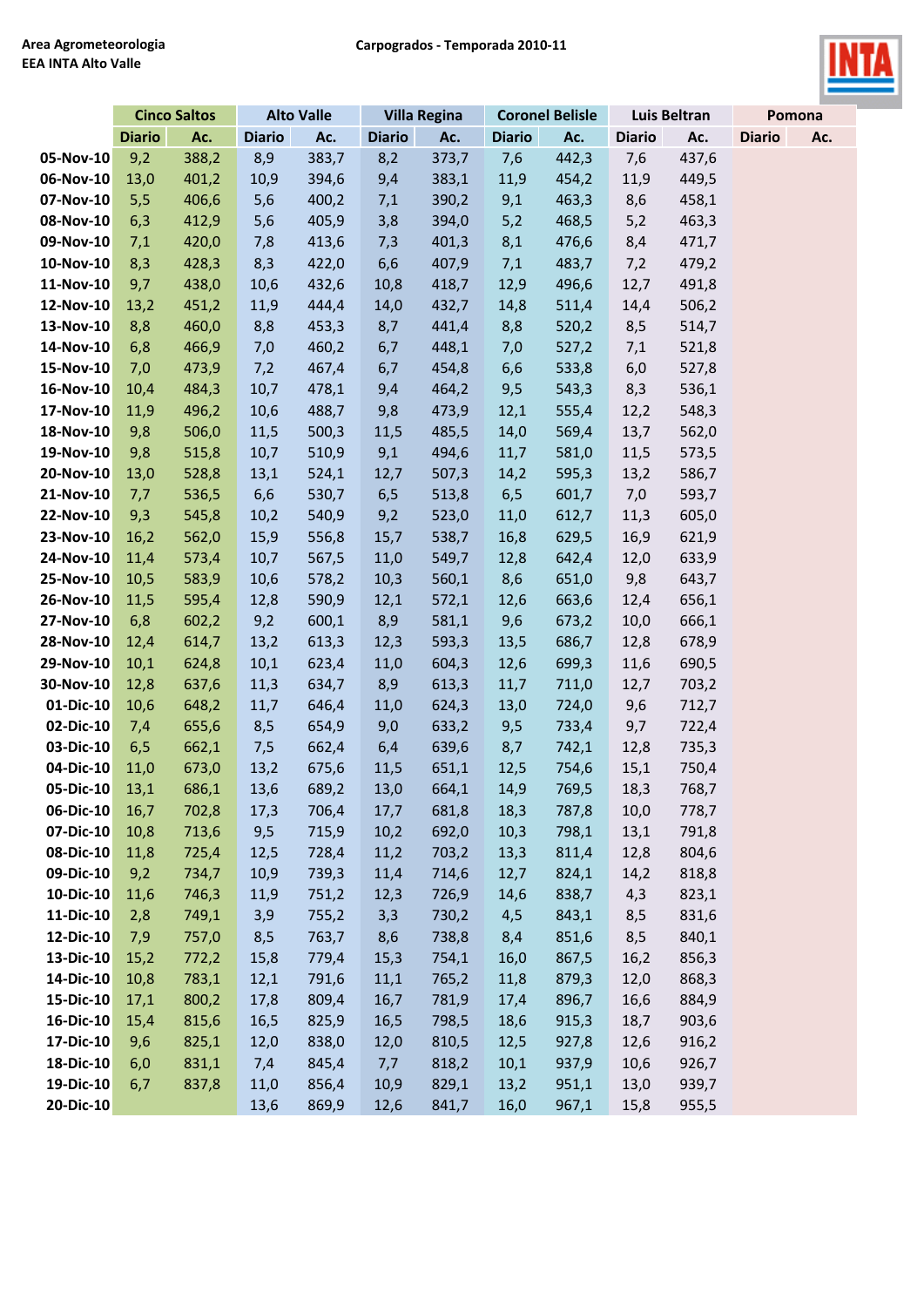Area Agrometeorologia
EEA INTA Alto Valle

**Carpogrados - Temporada 2010-11**

| | Cinco Saltos | | Alto Valle | | Villa Regina | | Coronel Belisle | | Luis Beltran | | Pomona | |
|---|---|---|---|---|---|---|---|---|---|---|---|---|
| | Diario | Ac. | Diario | Ac. | Diario | Ac. | Diario | Ac. | Diario | Ac. | Diario | Ac. |
| 05-Nov-10 | 9,2 | 388,2 | 8,9 | 383,7 | 8,2 | 373,7 | 7,6 | 442,3 | 7,6 | 437,6 | | |
| 06-Nov-10 | 13,0 | 401,2 | 10,9 | 394,6 | 9,4 | 383,1 | 11,9 | 454,2 | 11,9 | 449,5 | | |
| 07-Nov-10 | 5,5 | 406,6 | 5,6 | 400,2 | 7,1 | 390,2 | 9,1 | 463,3 | 8,6 | 458,1 | | |
| 08-Nov-10 | 6,3 | 412,9 | 5,6 | 405,9 | 3,8 | 394,0 | 5,2 | 468,5 | 5,2 | 463,3 | | |
| 09-Nov-10 | 7,1 | 420,0 | 7,8 | 413,6 | 7,3 | 401,3 | 8,1 | 476,6 | 8,4 | 471,7 | | |
| 10-Nov-10 | 8,3 | 428,3 | 8,3 | 422,0 | 6,6 | 407,9 | 7,1 | 483,7 | 7,2 | 479,2 | | |
| 11-Nov-10 | 9,7 | 438,0 | 10,6 | 432,6 | 10,8 | 418,7 | 12,9 | 496,6 | 12,7 | 491,8 | | |
| 12-Nov-10 | 13,2 | 451,2 | 11,9 | 444,4 | 14,0 | 432,7 | 14,8 | 511,4 | 14,4 | 506,2 | | |
| 13-Nov-10 | 8,8 | 460,0 | 8,8 | 453,3 | 8,7 | 441,4 | 8,8 | 520,2 | 8,5 | 514,7 | | |
| 14-Nov-10 | 6,8 | 466,9 | 7,0 | 460,2 | 6,7 | 448,1 | 7,0 | 527,2 | 7,1 | 521,8 | | |
| 15-Nov-10 | 7,0 | 473,9 | 7,2 | 467,4 | 6,7 | 454,8 | 6,6 | 533,8 | 6,0 | 527,8 | | |
| 16-Nov-10 | 10,4 | 484,3 | 10,7 | 478,1 | 9,4 | 464,2 | 9,5 | 543,3 | 8,3 | 536,1 | | |
| 17-Nov-10 | 11,9 | 496,2 | 10,6 | 488,7 | 9,8 | 473,9 | 12,1 | 555,4 | 12,2 | 548,3 | | |
| 18-Nov-10 | 9,8 | 506,0 | 11,5 | 500,3 | 11,5 | 485,5 | 14,0 | 569,4 | 13,7 | 562,0 | | |
| 19-Nov-10 | 9,8 | 515,8 | 10,7 | 510,9 | 9,1 | 494,6 | 11,7 | 581,0 | 11,5 | 573,5 | | |
| 20-Nov-10 | 13,0 | 528,8 | 13,1 | 524,1 | 12,7 | 507,3 | 14,2 | 595,3 | 13,2 | 586,7 | | |
| 21-Nov-10 | 7,7 | 536,5 | 6,6 | 530,7 | 6,5 | 513,8 | 6,5 | 601,7 | 7,0 | 593,7 | | |
| 22-Nov-10 | 9,3 | 545,8 | 10,2 | 540,9 | 9,2 | 523,0 | 11,0 | 612,7 | 11,3 | 605,0 | | |
| 23-Nov-10 | 16,2 | 562,0 | 15,9 | 556,8 | 15,7 | 538,7 | 16,8 | 629,5 | 16,9 | 621,9 | | |
| 24-Nov-10 | 11,4 | 573,4 | 10,7 | 567,5 | 11,0 | 549,7 | 12,8 | 642,4 | 12,0 | 633,9 | | |
| 25-Nov-10 | 10,5 | 583,9 | 10,6 | 578,2 | 10,3 | 560,1 | 8,6 | 651,0 | 9,8 | 643,7 | | |
| 26-Nov-10 | 11,5 | 595,4 | 12,8 | 590,9 | 12,1 | 572,1 | 12,6 | 663,6 | 12,4 | 656,1 | | |
| 27-Nov-10 | 6,8 | 602,2 | 9,2 | 600,1 | 8,9 | 581,1 | 9,6 | 673,2 | 10,0 | 666,1 | | |
| 28-Nov-10 | 12,4 | 614,7 | 13,2 | 613,3 | 12,3 | 593,3 | 13,5 | 686,7 | 12,8 | 678,9 | | |
| 29-Nov-10 | 10,1 | 624,8 | 10,1 | 623,4 | 11,0 | 604,3 | 12,6 | 699,3 | 11,6 | 690,5 | | |
| 30-Nov-10 | 12,8 | 637,6 | 11,3 | 634,7 | 8,9 | 613,3 | 11,7 | 711,0 | 12,7 | 703,2 | | |
| 01-Dic-10 | 10,6 | 648,2 | 11,7 | 646,4 | 11,0 | 624,3 | 13,0 | 724,0 | 9,6 | 712,7 | | |
| 02-Dic-10 | 7,4 | 655,6 | 8,5 | 654,9 | 9,0 | 633,2 | 9,5 | 733,4 | 9,7 | 722,4 | | |
| 03-Dic-10 | 6,5 | 662,1 | 7,5 | 662,4 | 6,4 | 639,6 | 8,7 | 742,1 | 12,8 | 735,3 | | |
| 04-Dic-10 | 11,0 | 673,0 | 13,2 | 675,6 | 11,5 | 651,1 | 12,5 | 754,6 | 15,1 | 750,4 | | |
| 05-Dic-10 | 13,1 | 686,1 | 13,6 | 689,2 | 13,0 | 664,1 | 14,9 | 769,5 | 18,3 | 768,7 | | |
| 06-Dic-10 | 16,7 | 702,8 | 17,3 | 706,4 | 17,7 | 681,8 | 18,3 | 787,8 | 10,0 | 778,7 | | |
| 07-Dic-10 | 10,8 | 713,6 | 9,5 | 715,9 | 10,2 | 692,0 | 10,3 | 798,1 | 13,1 | 791,8 | | |
| 08-Dic-10 | 11,8 | 725,4 | 12,5 | 728,4 | 11,2 | 703,2 | 13,3 | 811,4 | 12,8 | 804,6 | | |
| 09-Dic-10 | 9,2 | 734,7 | 10,9 | 739,3 | 11,4 | 714,6 | 12,7 | 824,1 | 14,2 | 818,8 | | |
| 10-Dic-10 | 11,6 | 746,3 | 11,9 | 751,2 | 12,3 | 726,9 | 14,6 | 838,7 | 4,3 | 823,1 | | |
| 11-Dic-10 | 2,8 | 749,1 | 3,9 | 755,2 | 3,3 | 730,2 | 4,5 | 843,1 | 8,5 | 831,6 | | |
| 12-Dic-10 | 7,9 | 757,0 | 8,5 | 763,7 | 8,6 | 738,8 | 8,4 | 851,6 | 8,5 | 840,1 | | |
| 13-Dic-10 | 15,2 | 772,2 | 15,8 | 779,4 | 15,3 | 754,1 | 16,0 | 867,5 | 16,2 | 856,3 | | |
| 14-Dic-10 | 10,8 | 783,1 | 12,1 | 791,6 | 11,1 | 765,2 | 11,8 | 879,3 | 12,0 | 868,3 | | |
| 15-Dic-10 | 17,1 | 800,2 | 17,8 | 809,4 | 16,7 | 781,9 | 17,4 | 896,7 | 16,6 | 884,9 | | |
| 16-Dic-10 | 15,4 | 815,6 | 16,5 | 825,9 | 16,5 | 798,5 | 18,6 | 915,3 | 18,7 | 903,6 | | |
| 17-Dic-10 | 9,6 | 825,1 | 12,0 | 838,0 | 12,0 | 810,5 | 12,5 | 927,8 | 12,6 | 916,2 | | |
| 18-Dic-10 | 6,0 | 831,1 | 7,4 | 845,4 | 7,7 | 818,2 | 10,1 | 937,9 | 10,6 | 926,7 | | |
| 19-Dic-10 | 6,7 | 837,8 | 11,0 | 856,4 | 10,9 | 829,1 | 13,2 | 951,1 | 13,0 | 939,7 | | |
| 20-Dic-10 | | | 13,6 | 869,9 | 12,6 | 841,7 | 16,0 | 967,1 | 15,8 | 955,5 | | |